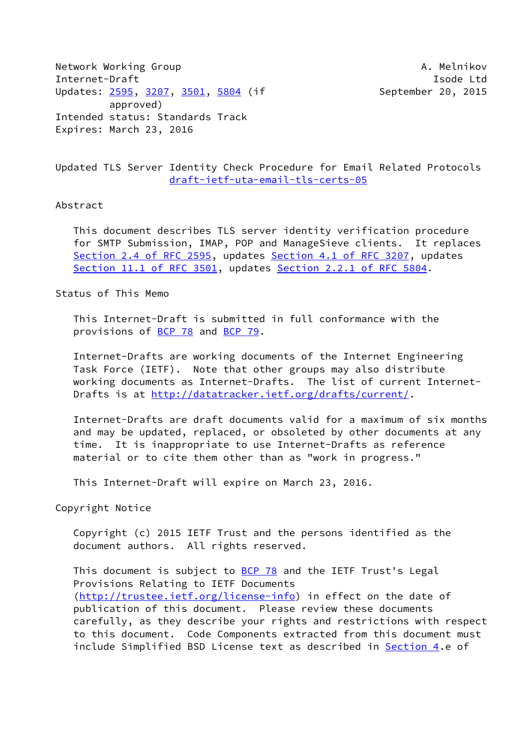Network Working Group A. Melnikov
Internet-Draft Isode Ltd
Updates: 2595, 3207, 3501, 5804 (if approved) September 20, 2015
Intended status: Standards Track
Expires: March 23, 2016

# Updated TLS Server Identity Check Procedure for Email Related Protocols

draft-ietf-uta-email-tls-certs-05

## Abstract

This document describes TLS server identity verification procedure for SMTP Submission, IMAP, POP and ManageSieve clients. It replaces Section 2.4 of RFC 2595, updates Section 4.1 of RFC 3207, updates Section 11.1 of RFC 3501, updates Section 2.2.1 of RFC 5804.

## Status of This Memo

This Internet-Draft is submitted in full conformance with the provisions of BCP 78 and BCP 79.

Internet-Drafts are working documents of the Internet Engineering Task Force (IETF). Note that other groups may also distribute working documents as Internet-Drafts. The list of current Internet-Drafts is at http://datatracker.ietf.org/drafts/current/.

Internet-Drafts are draft documents valid for a maximum of six months and may be updated, replaced, or obsoleted by other documents at any time. It is inappropriate to use Internet-Drafts as reference material or to cite them other than as "work in progress."

This Internet-Draft will expire on March 23, 2016.

## Copyright Notice

Copyright (c) 2015 IETF Trust and the persons identified as the document authors. All rights reserved.

This document is subject to BCP 78 and the IETF Trust's Legal Provisions Relating to IETF Documents (http://trustee.ietf.org/license-info) in effect on the date of publication of this document. Please review these documents carefully, as they describe your rights and restrictions with respect to this document. Code Components extracted from this document must include Simplified BSD License text as described in Section 4.e of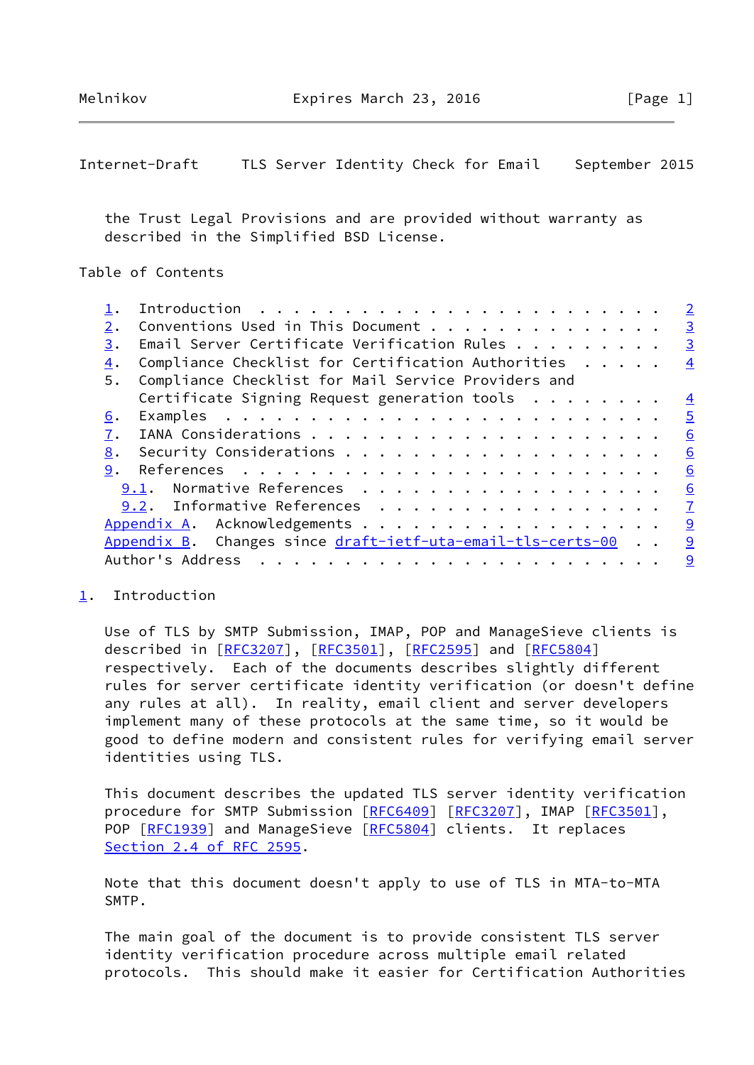the Trust Legal Provisions and are provided without warranty as described in the Simplified BSD License.

Table of Contents

1. Introduction . . . . . . . . . . . . . . . . . . . . . . . . 2
2. Conventions Used in This Document . . . . . . . . . . . . . . 3
3. Email Server Certificate Verification Rules . . . . . . . . . 3
4. Compliance Checklist for Certification Authorities . . . . . 4
5. Compliance Checklist for Mail Service Providers and Certificate Signing Request generation tools . . . . . . . . 4
6. Examples . . . . . . . . . . . . . . . . . . . . . . . . . . 5
7. IANA Considerations . . . . . . . . . . . . . . . . . . . . . 6
8. Security Considerations . . . . . . . . . . . . . . . . . . . 6
9. References . . . . . . . . . . . . . . . . . . . . . . . . . 6
   9.1. Normative References . . . . . . . . . . . . . . . . . . 6
   9.2. Informative References . . . . . . . . . . . . . . . . . 7
Appendix A. Acknowledgements . . . . . . . . . . . . . . . . . . 9
Appendix B. Changes since draft-ietf-uta-email-tls-certs-00 . . 9
Author's Address . . . . . . . . . . . . . . . . . . . . . . . . 9

## 1. Introduction

Use of TLS by SMTP Submission, IMAP, POP and ManageSieve clients is described in [RFC3207], [RFC3501], [RFC2595] and [RFC5804] respectively. Each of the documents describes slightly different rules for server certificate identity verification (or doesn't define any rules at all). In reality, email client and server developers implement many of these protocols at the same time, so it would be good to define modern and consistent rules for verifying email server identities using TLS.

This document describes the updated TLS server identity verification procedure for SMTP Submission [RFC6409] [RFC3207], IMAP [RFC3501], POP [RFC1939] and ManageSieve [RFC5804] clients. It replaces Section 2.4 of RFC 2595.

Note that this document doesn't apply to use of TLS in MTA-to-MTA SMTP.

The main goal of the document is to provide consistent TLS server identity verification procedure across multiple email related protocols. This should make it easier for Certification Authorities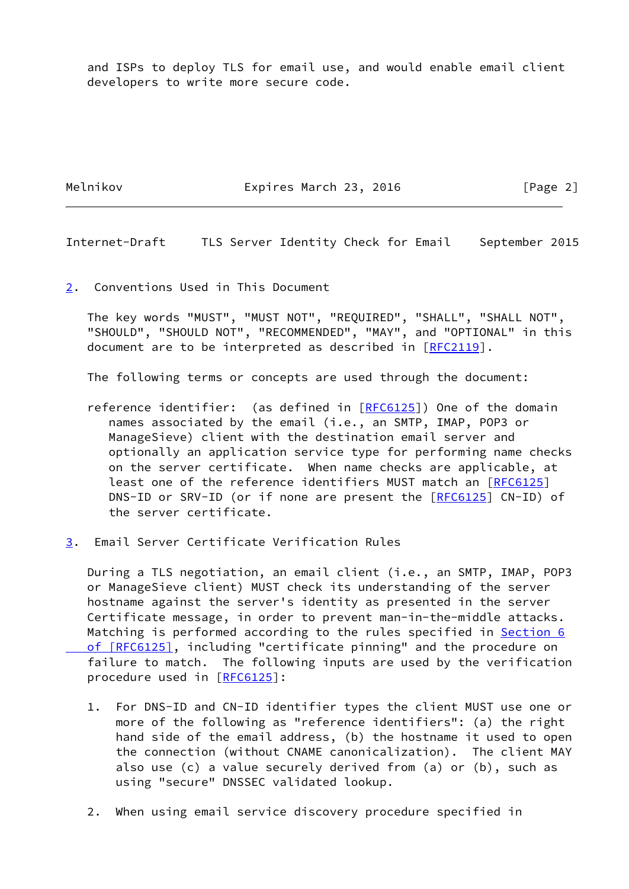and ISPs to deploy TLS for email use, and would enable email client developers to write more secure code.

## 2. Conventions Used in This Document

The key words "MUST", "MUST NOT", "REQUIRED", "SHALL", "SHALL NOT", "SHOULD", "SHOULD NOT", "RECOMMENDED", "MAY", and "OPTIONAL" in this document are to be interpreted as described in [RFC2119].

The following terms or concepts are used through the document:

reference identifier: (as defined in [RFC6125]) One of the domain names associated by the email (i.e., an SMTP, IMAP, POP3 or ManageSieve) client with the destination email server and optionally an application service type for performing name checks on the server certificate. When name checks are applicable, at least one of the reference identifiers MUST match an [RFC6125] DNS-ID or SRV-ID (or if none are present the [RFC6125] CN-ID) of the server certificate.

## 3. Email Server Certificate Verification Rules

During a TLS negotiation, an email client (i.e., an SMTP, IMAP, POP3 or ManageSieve client) MUST check its understanding of the server hostname against the server's identity as presented in the server Certificate message, in order to prevent man-in-the-middle attacks. Matching is performed according to the rules specified in Section 6 of [RFC6125], including "certificate pinning" and the procedure on failure to match. The following inputs are used by the verification procedure used in [RFC6125]:

1. For DNS-ID and CN-ID identifier types the client MUST use one or more of the following as "reference identifiers": (a) the right hand side of the email address, (b) the hostname it used to open the connection (without CNAME canonicalization). The client MAY also use (c) a value securely derived from (a) or (b), such as using "secure" DNSSEC validated lookup.

2. When using email service discovery procedure specified in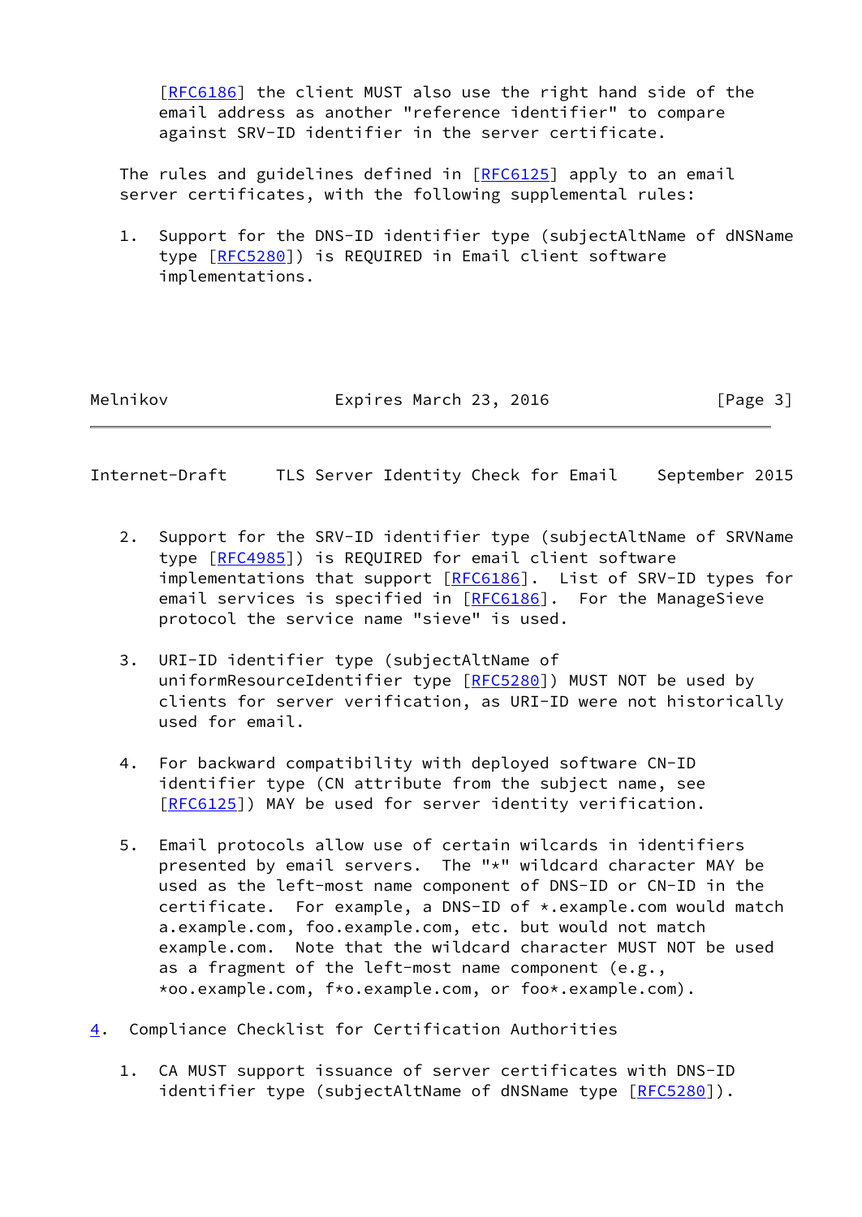[RFC6186] the client MUST also use the right hand side of the email address as another "reference identifier" to compare against SRV-ID identifier in the server certificate.

The rules and guidelines defined in [RFC6125] apply to an email server certificates, with the following supplemental rules:

1. Support for the DNS-ID identifier type (subjectAltName of dNSName type [RFC5280]) is REQUIRED in Email client software implementations.

2. Support for the SRV-ID identifier type (subjectAltName of SRVName type [RFC4985]) is REQUIRED for email client software implementations that support [RFC6186]. List of SRV-ID types for email services is specified in [RFC6186]. For the ManageSieve protocol the service name "sieve" is used.

3. URI-ID identifier type (subjectAltName of uniformResourceIdentifier type [RFC5280]) MUST NOT be used by clients for server verification, as URI-ID were not historically used for email.

4. For backward compatibility with deployed software CN-ID identifier type (CN attribute from the subject name, see [RFC6125]) MAY be used for server identity verification.

5. Email protocols allow use of certain wilcards in identifiers presented by email servers. The "*" wildcard character MAY be used as the left-most name component of DNS-ID or CN-ID in the certificate. For example, a DNS-ID of *.example.com would match a.example.com, foo.example.com, etc. but would not match example.com. Note that the wildcard character MUST NOT be used as a fragment of the left-most name component (e.g., *oo.example.com, f*o.example.com, or foo*.example.com).

## 4. Compliance Checklist for Certification Authorities

1. CA MUST support issuance of server certificates with DNS-ID identifier type (subjectAltName of dNSName type [RFC5280]).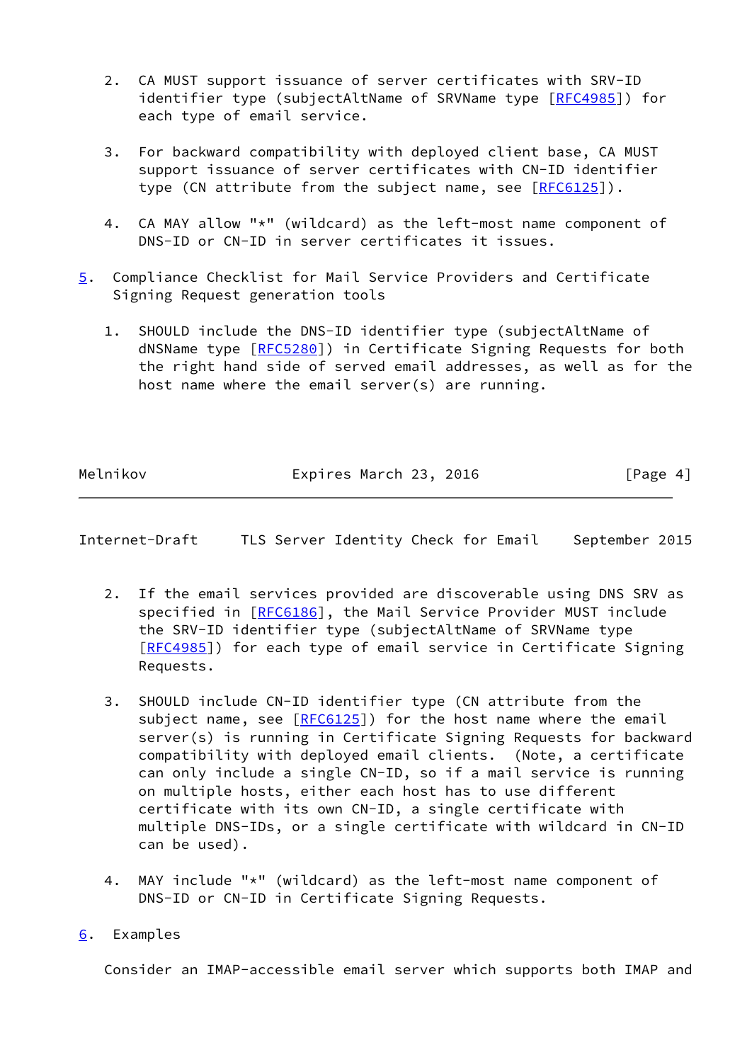2. CA MUST support issuance of server certificates with SRV-ID identifier type (subjectAltName of SRVName type [RFC4985]) for each type of email service.

3. For backward compatibility with deployed client base, CA MUST support issuance of server certificates with CN-ID identifier type (CN attribute from the subject name, see [RFC6125]).

4. CA MAY allow "*" (wildcard) as the left-most name component of DNS-ID or CN-ID in server certificates it issues.

## 5. Compliance Checklist for Mail Service Providers and Certificate Signing Request generation tools

1. SHOULD include the DNS-ID identifier type (subjectAltName of dNSName type [RFC5280]) in Certificate Signing Requests for both the right hand side of served email addresses, as well as for the host name where the email server(s) are running.

2. If the email services provided are discoverable using DNS SRV as specified in [RFC6186], the Mail Service Provider MUST include the SRV-ID identifier type (subjectAltName of SRVName type [RFC4985]) for each type of email service in Certificate Signing Requests.

3. SHOULD include CN-ID identifier type (CN attribute from the subject name, see [RFC6125]) for the host name where the email server(s) is running in Certificate Signing Requests for backward compatibility with deployed email clients. (Note, a certificate can only include a single CN-ID, so if a mail service is running on multiple hosts, either each host has to use different certificate with its own CN-ID, a single certificate with multiple DNS-IDs, or a single certificate with wildcard in CN-ID can be used).

4. MAY include "*" (wildcard) as the left-most name component of DNS-ID or CN-ID in Certificate Signing Requests.

## 6. Examples

Consider an IMAP-accessible email server which supports both IMAP and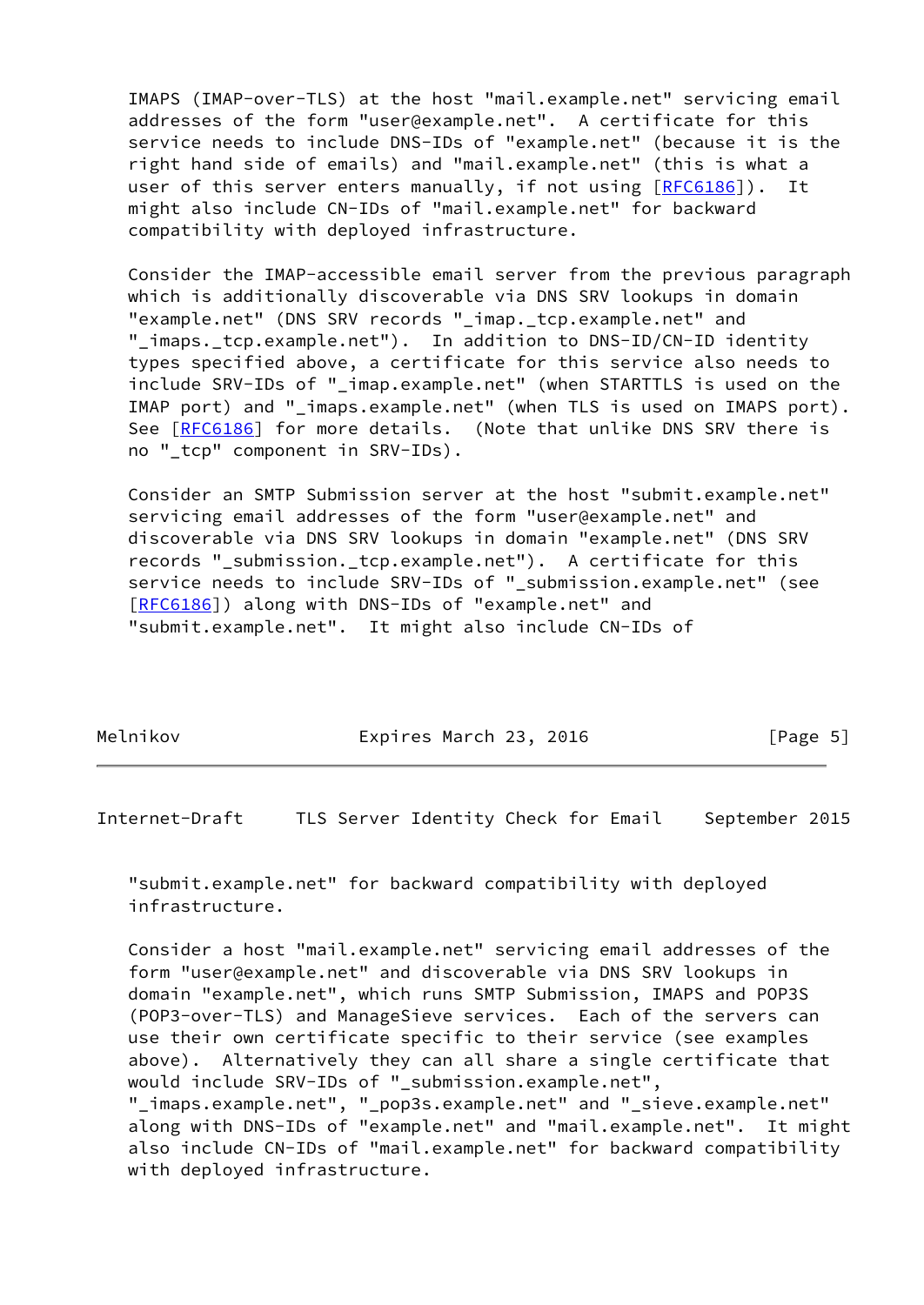IMAPS (IMAP-over-TLS) at the host "mail.example.net" servicing email addresses of the form "user@example.net". A certificate for this service needs to include DNS-IDs of "example.net" (because it is the right hand side of emails) and "mail.example.net" (this is what a user of this server enters manually, if not using [RFC6186]). It might also include CN-IDs of "mail.example.net" for backward compatibility with deployed infrastructure.

Consider the IMAP-accessible email server from the previous paragraph which is additionally discoverable via DNS SRV lookups in domain "example.net" (DNS SRV records "_imap._tcp.example.net" and "_imaps._tcp.example.net"). In addition to DNS-ID/CN-ID identity types specified above, a certificate for this service also needs to include SRV-IDs of "_imap.example.net" (when STARTTLS is used on the IMAP port) and "_imaps.example.net" (when TLS is used on IMAPS port). See [RFC6186] for more details. (Note that unlike DNS SRV there is no "_tcp" component in SRV-IDs).

Consider an SMTP Submission server at the host "submit.example.net" servicing email addresses of the form "user@example.net" and discoverable via DNS SRV lookups in domain "example.net" (DNS SRV records "_submission._tcp.example.net"). A certificate for this service needs to include SRV-IDs of "_submission.example.net" (see [RFC6186]) along with DNS-IDs of "example.net" and "submit.example.net". It might also include CN-IDs of "submit.example.net" for backward compatibility with deployed infrastructure.

Consider a host "mail.example.net" servicing email addresses of the form "user@example.net" and discoverable via DNS SRV lookups in domain "example.net", which runs SMTP Submission, IMAPS and POP3S (POP3-over-TLS) and ManageSieve services. Each of the servers can use their own certificate specific to their service (see examples above). Alternatively they can all share a single certificate that would include SRV-IDs of "_submission.example.net", "_imaps.example.net", "_pop3s.example.net" and "_sieve.example.net" along with DNS-IDs of "example.net" and "mail.example.net". It might also include CN-IDs of "mail.example.net" for backward compatibility with deployed infrastructure.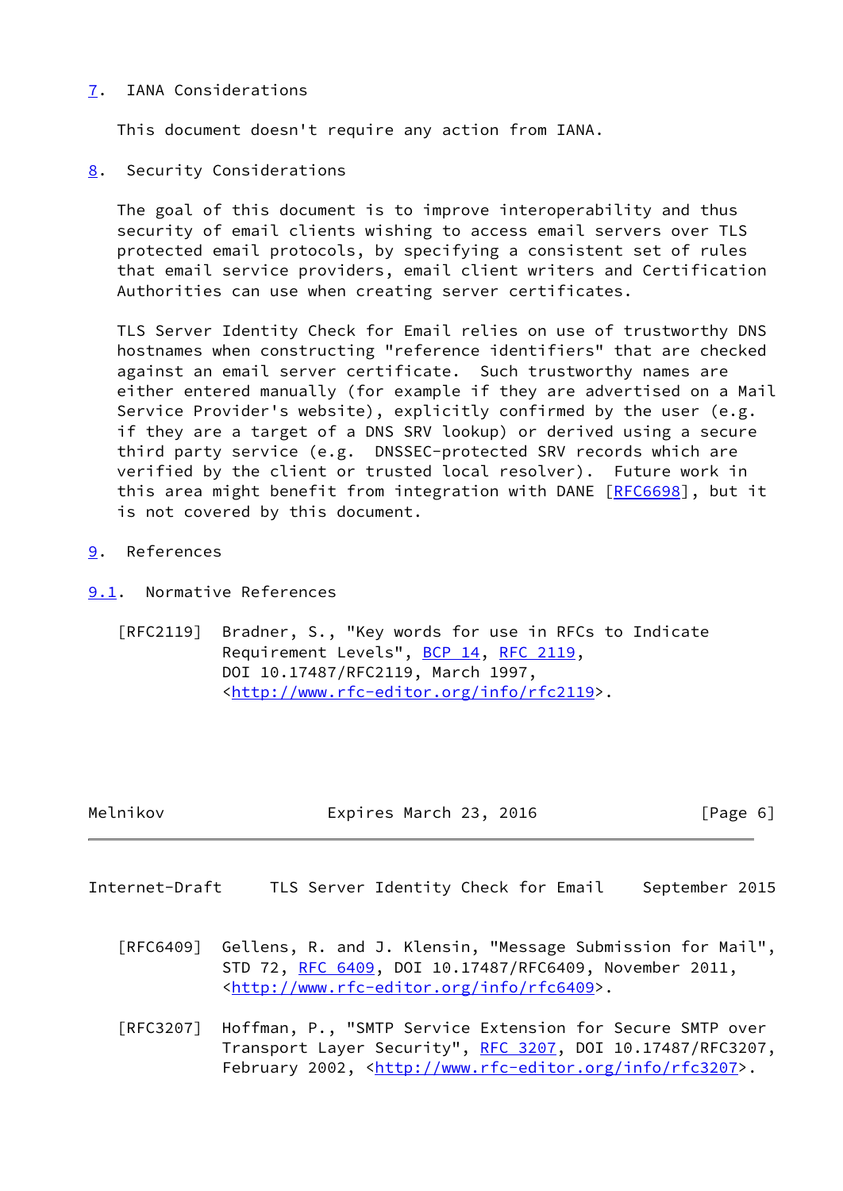## 7. IANA Considerations

This document doesn't require any action from IANA.

## 8. Security Considerations

The goal of this document is to improve interoperability and thus security of email clients wishing to access email servers over TLS protected email protocols, by specifying a consistent set of rules that email service providers, email client writers and Certification Authorities can use when creating server certificates.

TLS Server Identity Check for Email relies on use of trustworthy DNS hostnames when constructing "reference identifiers" that are checked against an email server certificate. Such trustworthy names are either entered manually (for example if they are advertised on a Mail Service Provider's website), explicitly confirmed by the user (e.g. if they are a target of a DNS SRV lookup) or derived using a secure third party service (e.g. DNSSEC-protected SRV records which are verified by the client or trusted local resolver). Future work in this area might benefit from integration with DANE [RFC6698], but it is not covered by this document.

## 9. References

### 9.1. Normative References

[RFC2119] Bradner, S., "Key words for use in RFCs to Indicate Requirement Levels", BCP 14, RFC 2119, DOI 10.17487/RFC2119, March 1997, <http://www.rfc-editor.org/info/rfc2119>.

[RFC6409] Gellens, R. and J. Klensin, "Message Submission for Mail", STD 72, RFC 6409, DOI 10.17487/RFC6409, November 2011, <http://www.rfc-editor.org/info/rfc6409>.

[RFC3207] Hoffman, P., "SMTP Service Extension for Secure SMTP over Transport Layer Security", RFC 3207, DOI 10.17487/RFC3207, February 2002, <http://www.rfc-editor.org/info/rfc3207>.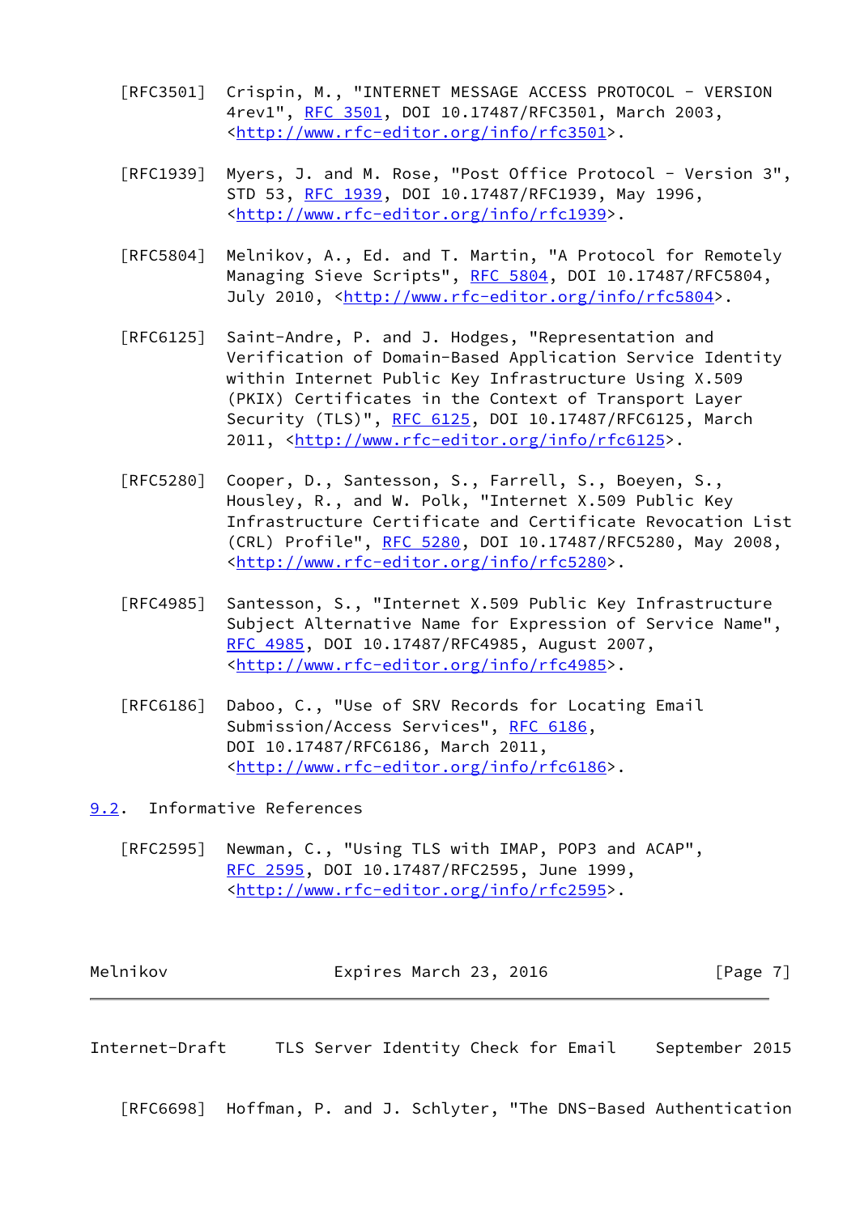[RFC3501] Crispin, M., "INTERNET MESSAGE ACCESS PROTOCOL - VERSION 4rev1", RFC 3501, DOI 10.17487/RFC3501, March 2003, <http://www.rfc-editor.org/info/rfc3501>.

[RFC1939] Myers, J. and M. Rose, "Post Office Protocol - Version 3", STD 53, RFC 1939, DOI 10.17487/RFC1939, May 1996, <http://www.rfc-editor.org/info/rfc1939>.

[RFC5804] Melnikov, A., Ed. and T. Martin, "A Protocol for Remotely Managing Sieve Scripts", RFC 5804, DOI 10.17487/RFC5804, July 2010, <http://www.rfc-editor.org/info/rfc5804>.

[RFC6125] Saint-Andre, P. and J. Hodges, "Representation and Verification of Domain-Based Application Service Identity within Internet Public Key Infrastructure Using X.509 (PKIX) Certificates in the Context of Transport Layer Security (TLS)", RFC 6125, DOI 10.17487/RFC6125, March 2011, <http://www.rfc-editor.org/info/rfc6125>.

[RFC5280] Cooper, D., Santesson, S., Farrell, S., Boeyen, S., Housley, R., and W. Polk, "Internet X.509 Public Key Infrastructure Certificate and Certificate Revocation List (CRL) Profile", RFC 5280, DOI 10.17487/RFC5280, May 2008, <http://www.rfc-editor.org/info/rfc5280>.

[RFC4985] Santesson, S., "Internet X.509 Public Key Infrastructure Subject Alternative Name for Expression of Service Name", RFC 4985, DOI 10.17487/RFC4985, August 2007, <http://www.rfc-editor.org/info/rfc4985>.

[RFC6186] Daboo, C., "Use of SRV Records for Locating Email Submission/Access Services", RFC 6186, DOI 10.17487/RFC6186, March 2011, <http://www.rfc-editor.org/info/rfc6186>.

## 9.2. Informative References

[RFC2595] Newman, C., "Using TLS with IMAP, POP3 and ACAP", RFC 2595, DOI 10.17487/RFC2595, June 1999, <http://www.rfc-editor.org/info/rfc2595>.

[RFC6698] Hoffman, P. and J. Schlyter, "The DNS-Based Authentication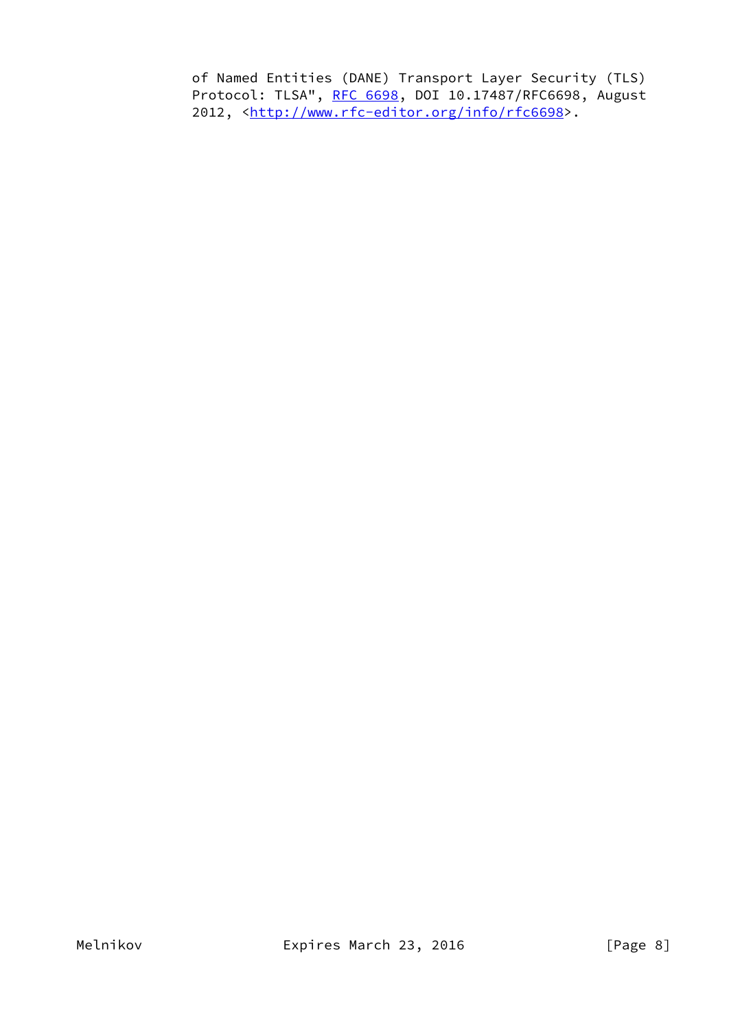of Named Entities (DANE) Transport Layer Security (TLS) Protocol: TLSA", RFC 6698, DOI 10.17487/RFC6698, August 2012, <http://www.rfc-editor.org/info/rfc6698>.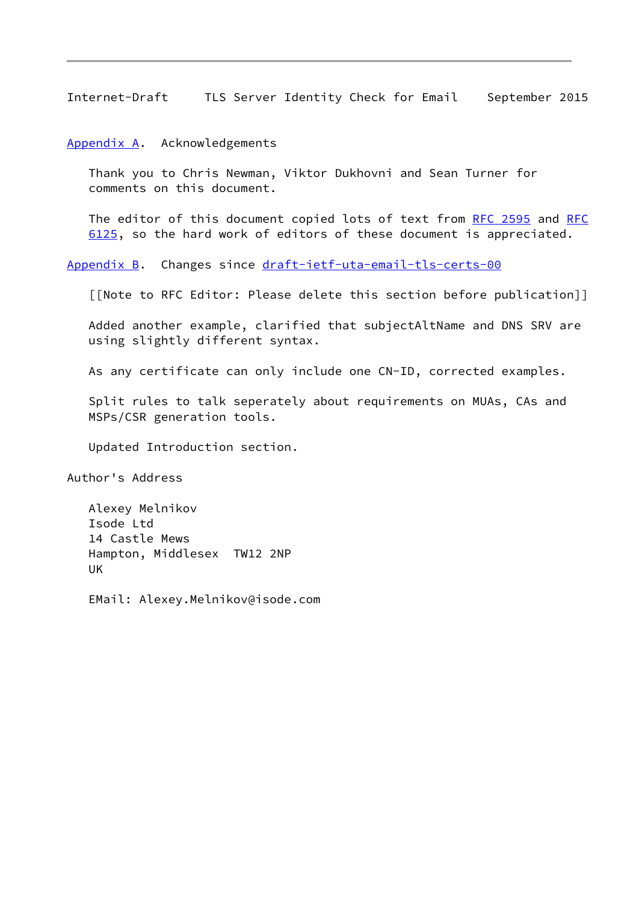## Appendix A. Acknowledgements

Thank you to Chris Newman, Viktor Dukhovni and Sean Turner for comments on this document.

The editor of this document copied lots of text from RFC 2595 and RFC 6125, so the hard work of editors of these document is appreciated.

## Appendix B. Changes since draft-ietf-uta-email-tls-certs-00

[[Note to RFC Editor: Please delete this section before publication]]

Added another example, clarified that subjectAltName and DNS SRV are using slightly different syntax.

As any certificate can only include one CN-ID, corrected examples.

Split rules to talk seperately about requirements on MUAs, CAs and MSPs/CSR generation tools.

Updated Introduction section.

## Author's Address

Alexey Melnikov
Isode Ltd
14 Castle Mews
Hampton, Middlesex  TW12 2NP
UK

EMail: Alexey.Melnikov@isode.com